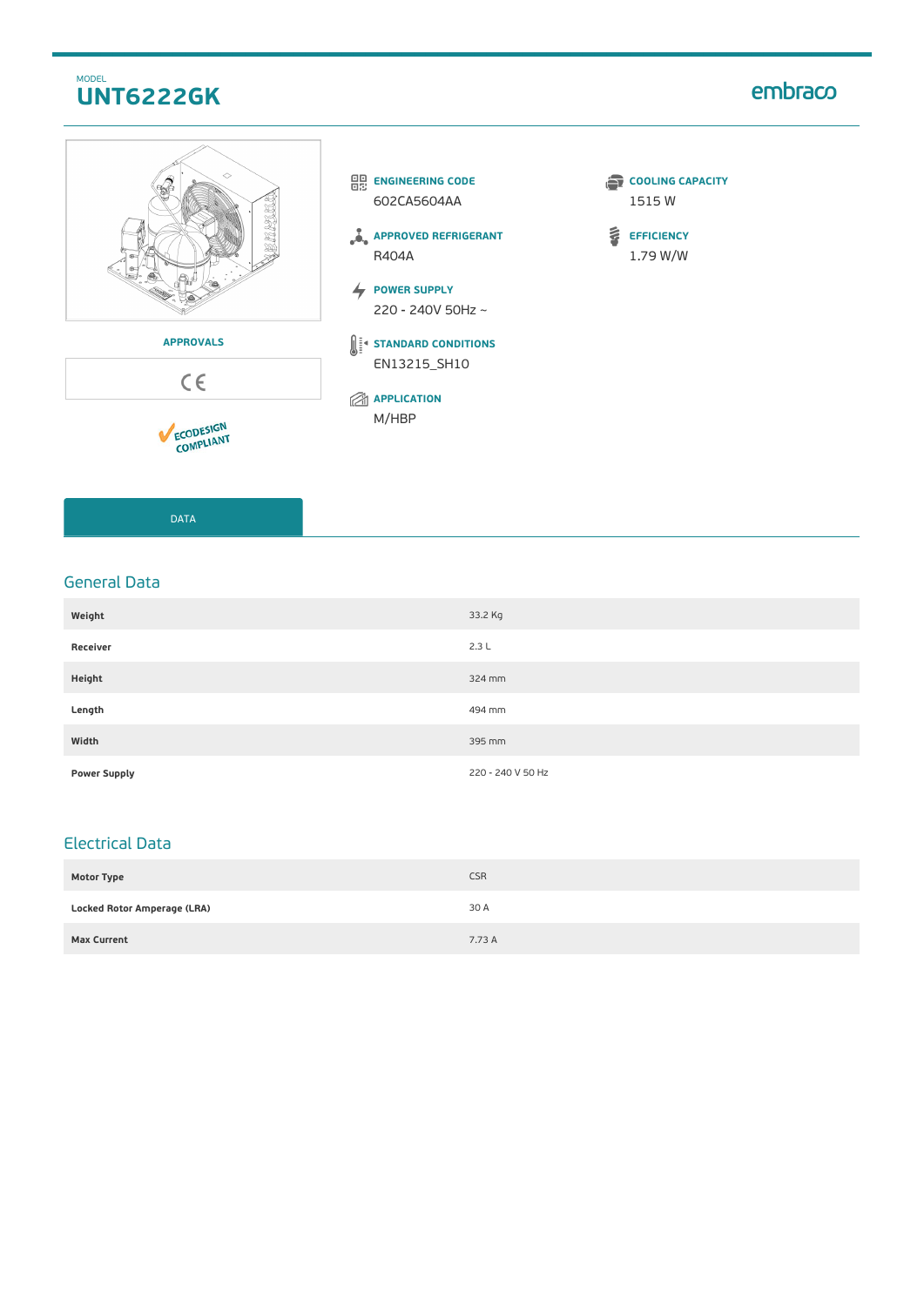MODEL

# UNT6222GK

embraco

APPROVALS

CE

ECODESIGN COMPLIANT

**ENGINEERING CODE**
602CA5604AA

**APPROVED REFRIGERANT**
R404A

**POWER SUPPLY**
220 - 240V 50Hz ~

**STANDARD CONDITIONS**
EN13215_SH10

**APPLICATION**
M/HBP

**COOLING CAPACITY**
1515 W

**EFFICIENCY**
1.79 W/W

DATA

## General Data

| | |
|---|---|
| **Weight** | 33.2 Kg |
| **Receiver** | 2.3 L |
| **Height** | 324 mm |
| **Length** | 494 mm |
| **Width** | 395 mm |
| **Power Supply** | 220 - 240 V 50 Hz |

## Electrical Data

| | |
|---|---|
| **Motor Type** | CSR |
| **Locked Rotor Amperage (LRA)** | 30 A |
| **Max Current** | 7.73 A |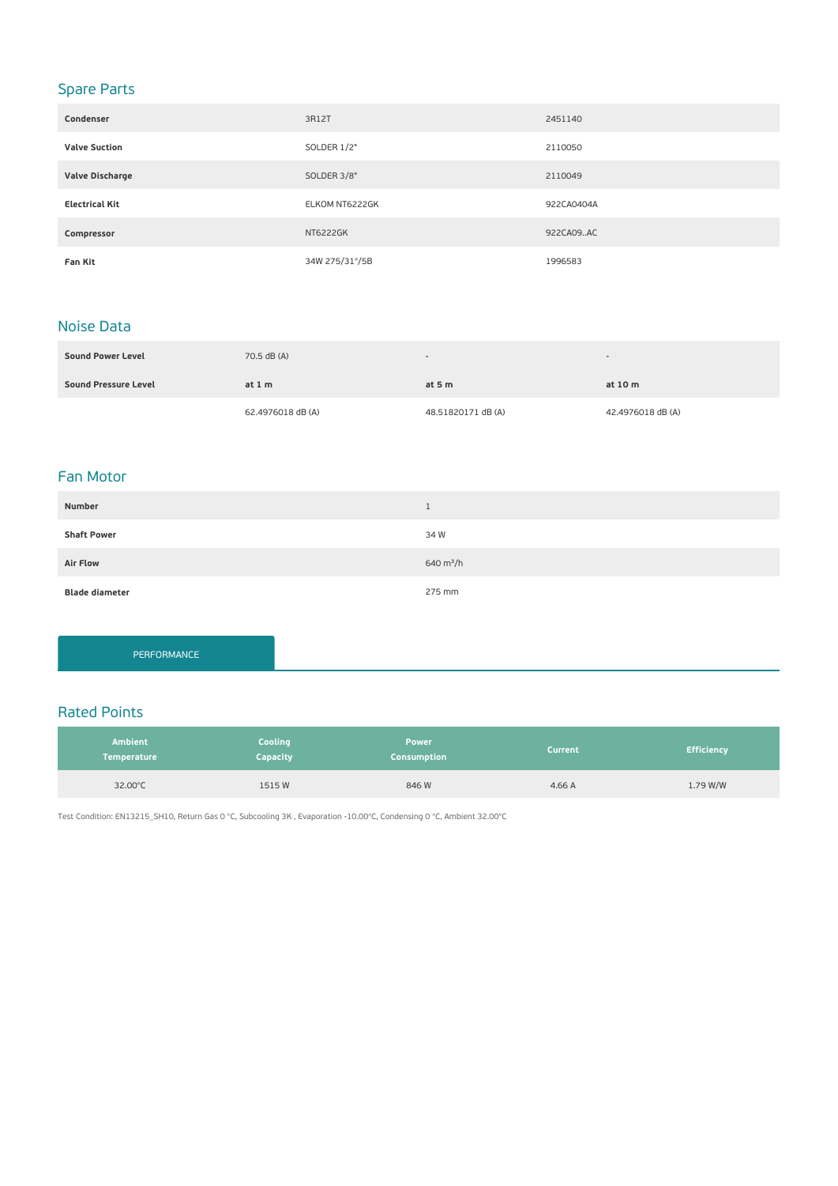## Spare Parts

| | | |
|---|---|---|
| **Condenser** | 3R12T | 2451140 |
| **Valve Suction** | SOLDER 1/2" | 2110050 |
| **Valve Discharge** | SOLDER 3/8" | 2110049 |
| **Electrical Kit** | ELKOM NT6222GK | 922CA0404A |
| **Compressor** | NT6222GK | 922CA09..AC |
| **Fan Kit** | 34W 275/31°/5B | 1996583 |

## Noise Data

| | | | |
|---|---|---|---|
| **Sound Power Level** | 70.5 dB (A) | - | - |
| **Sound Pressure Level** | **at 1 m** | **at 5 m** | **at 10 m** |
| | 62.4976018 dB (A) | 48.51820171 dB (A) | 42.4976018 dB (A) |

## Fan Motor

| | |
|---|---|
| **Number** | 1 |
| **Shaft Power** | 34 W |
| **Air Flow** | 640 m³/h |
| **Blade diameter** | 275 mm |

PERFORMANCE

## Rated Points

| Ambient Temperature | Cooling Capacity | Power Consumption | Current | Efficiency |
|---|---|---|---|---|
| 32.00°C | 1515 W | 846 W | 4.66 A | 1.79 W/W |

Test Condition: EN13215_SH10, Return Gas 0 °C, Subcooling 3K , Evaporation -10.00°C, Condensing 0 °C, Ambient 32.00°C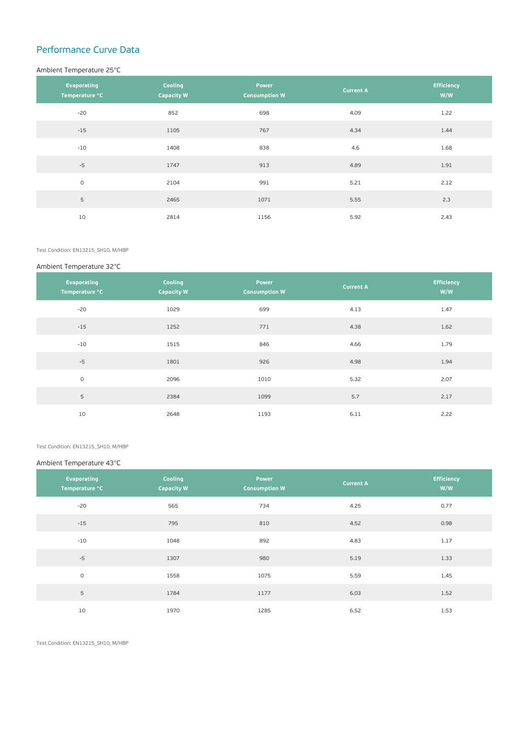## Performance Curve Data

### Ambient Temperature 25°C

| Evaporating Temperature °C | Cooling Capacity W | Power Consumption W | Current A | Efficiency W/W |
|---|---|---|---|---|
| -20 | 852 | 698 | 4.09 | 1.22 |
| -15 | 1105 | 767 | 4.34 | 1.44 |
| -10 | 1408 | 838 | 4.6 | 1.68 |
| -5 | 1747 | 913 | 4.89 | 1.91 |
| 0 | 2104 | 991 | 5.21 | 2.12 |
| 5 | 2465 | 1071 | 5.55 | 2.3 |
| 10 | 2814 | 1156 | 5.92 | 2.43 |

Test Condition: EN13215_SH10, M/HBP

### Ambient Temperature 32°C

| Evaporating Temperature °C | Cooling Capacity W | Power Consumption W | Current A | Efficiency W/W |
|---|---|---|---|---|
| -20 | 1029 | 699 | 4.13 | 1.47 |
| -15 | 1252 | 771 | 4.38 | 1.62 |
| -10 | 1515 | 846 | 4.66 | 1.79 |
| -5 | 1801 | 926 | 4.98 | 1.94 |
| 0 | 2096 | 1010 | 5.32 | 2.07 |
| 5 | 2384 | 1099 | 5.7 | 2.17 |
| 10 | 2648 | 1193 | 6.11 | 2.22 |

Test Condition: EN13215_SH10, M/HBP

### Ambient Temperature 43°C

| Evaporating Temperature °C | Cooling Capacity W | Power Consumption W | Current A | Efficiency W/W |
|---|---|---|---|---|
| -20 | 565 | 734 | 4.25 | 0.77 |
| -15 | 795 | 810 | 4.52 | 0.98 |
| -10 | 1048 | 892 | 4.83 | 1.17 |
| -5 | 1307 | 980 | 5.19 | 1.33 |
| 0 | 1558 | 1075 | 5.59 | 1.45 |
| 5 | 1784 | 1177 | 6.03 | 1.52 |
| 10 | 1970 | 1285 | 6.52 | 1.53 |

Test Condition: EN13215_SH10, M/HBP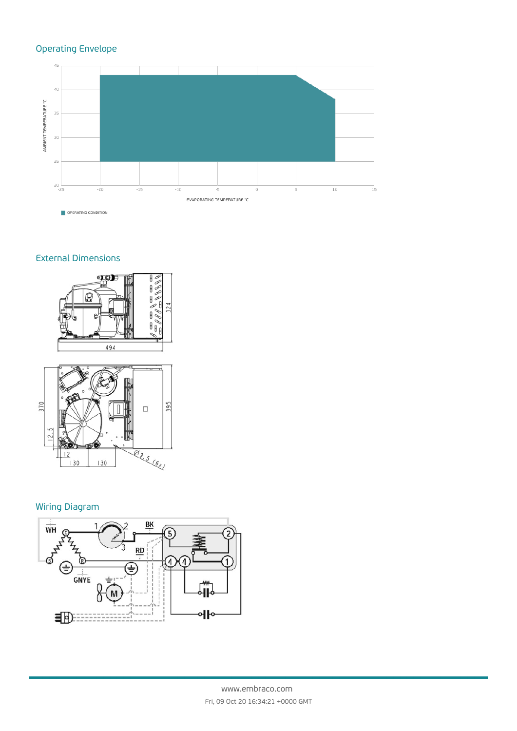## Operating Envelope

AMBIENT TEMPERATURE °C

45
40
35
30
25
20

-25 -20 -15 -10 -5 0 5 10 15

EVAPORATING TEMPERATURE °C

OPERATING CONDITION

## External Dimensions

324
494
370
395
12,5
12
130
130
Ø9,5 (6x)

## Wiring Diagram

WH
1
2
3
BK
RD
C
S
R
GNYE
M
5
2
4
4
1

www.embraco.com

Fri, 09 Oct 20 16:34:21 +0000 GMT